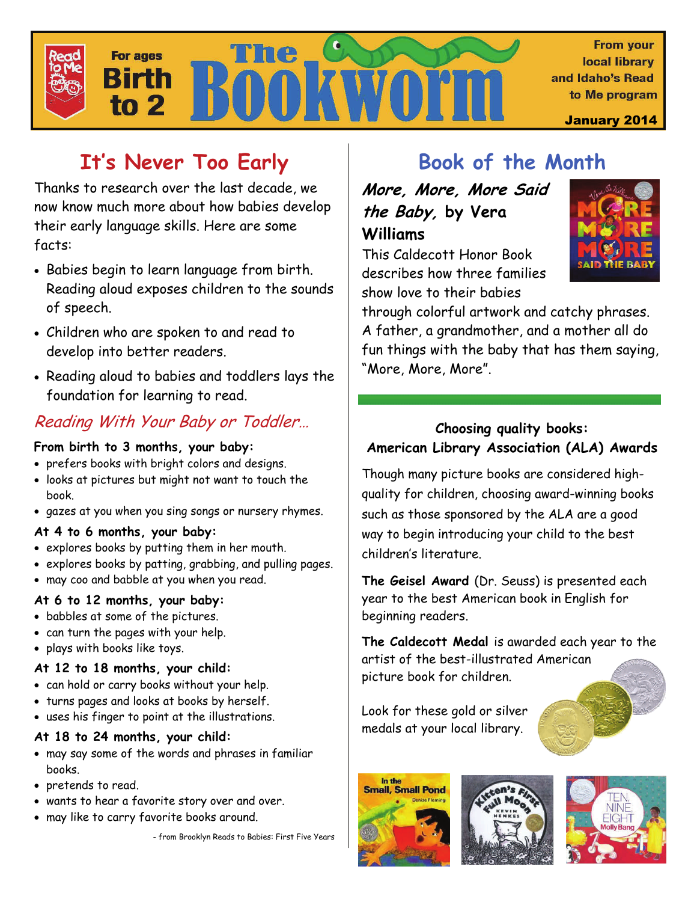# For ages Birth to 2 — The Bookworm

From your local library and Idaho's Read to Me program

January 2014

## It's Never Too Early

Thanks to research over the last decade, we now know much more about how babies develop their early language skills. Here are some facts:

- Babies begin to learn language from birth. Reading aloud exposes children to the sounds of speech.
- Children who are spoken to and read to develop into better readers.
- Reading aloud to babies and toddlers lays the foundation for learning to read.

### *Reading With Your Baby or Toddler…*

**From birth to 3 months, your baby:**

- prefers books with bright colors and designs.
- looks at pictures but might not want to touch the book.
- gazes at you when you sing songs or nursery rhymes.

**At 4 to 6 months, your baby:**

- explores books by putting them in her mouth.
- explores books by patting, grabbing, and pulling pages.
- may coo and babble at you when you read.

**At 6 to 12 months, your baby:**

- babbles at some of the pictures.
- can turn the pages with your help.
- plays with books like toys.

**At 12 to 18 months, your child:**

- can hold or carry books without your help.
- turns pages and looks at books by herself.
- uses his finger to point at the illustrations.

**At 18 to 24 months, your child:**

- may say some of the words and phrases in familiar books.
- pretends to read.
- wants to hear a favorite story over and over.
- may like to carry favorite books around.

- from Brooklyn Reads to Babies: First Five Years

## Book of the Month

***More, More, More Said the Baby*, by Vera Williams**

This Caldecott Honor Book describes how three families show love to their babies through colorful artwork and catchy phrases. A father, a grandmother, and a mother all do fun things with the baby that has them saying, "More, More, More".

**Choosing quality books: American Library Association (ALA) Awards**

Though many picture books are considered high-quality for children, choosing award-winning books such as those sponsored by the ALA are a good way to begin introducing your child to the best children's literature.

**The Geisel Award** (Dr. Seuss) is presented each year to the best American book in English for beginning readers.

**The Caldecott Medal** is awarded each year to the artist of the best-illustrated American picture book for children.

Look for these gold or silver medals at your local library.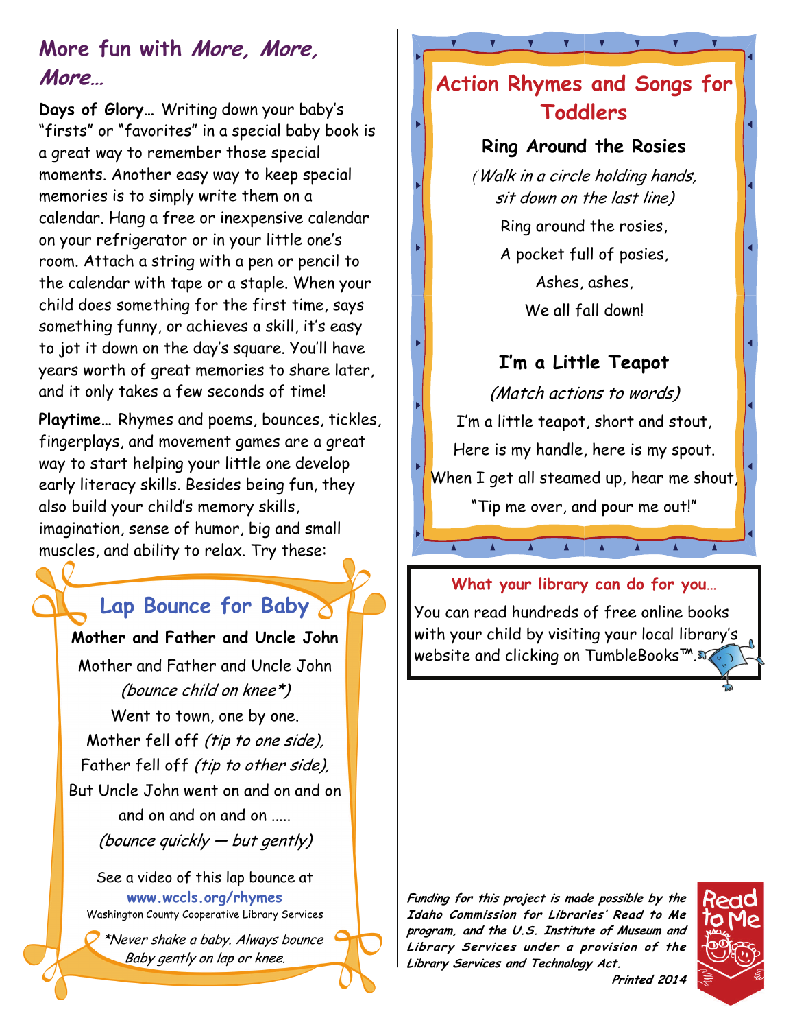## More fun with *More, More, More…*

**Days of Glory…** Writing down your baby's "firsts" or "favorites" in a special baby book is a great way to remember those special moments. Another easy way to keep special memories is to simply write them on a calendar. Hang a free or inexpensive calendar on your refrigerator or in your little one's room. Attach a string with a pen or pencil to the calendar with tape or a staple. When your child does something for the first time, says something funny, or achieves a skill, it's easy to jot it down on the day's square. You'll have years worth of great memories to share later, and it only takes a few seconds of time!

**Playtime…** Rhymes and poems, bounces, tickles, fingerplays, and movement games are a great way to start helping your little one develop early literacy skills. Besides being fun, they also build your child's memory skills, imagination, sense of humor, big and small muscles, and ability to relax. Try these:

### Lap Bounce for Baby

**Mother and Father and Uncle John**

Mother and Father and Uncle John
*(bounce child on knee\*)*
Went to town, one by one.
Mother fell off *(tip to one side),*
Father fell off *(tip to other side),*
But Uncle John went on and on and on
and on and on and on .....
*(bounce quickly — but gently)*

See a video of this lap bounce at
**www.wccls.org/rhymes**
Washington County Cooperative Library Services

*\*Never shake a baby. Always bounce Baby gently on lap or knee.*

### Action Rhymes and Songs for Toddlers

**Ring Around the Rosies**

*(Walk in a circle holding hands, sit down on the last line)*

Ring around the rosies,
A pocket full of posies,
Ashes, ashes,
We all fall down!

**I'm a Little Teapot**

*(Match actions to words)*

I'm a little teapot, short and stout,
Here is my handle, here is my spout.
When I get all steamed up, hear me shout,
"Tip me over, and pour me out!"

**What your library can do for you…**

You can read hundreds of free online books with your child by visiting your local library's website and clicking on TumbleBooks™.

*Funding for this project is made possible by the Idaho Commission for Libraries' Read to Me program, and the U.S. Institute of Museum and Library Services under a provision of the Library Services and Technology Act.*

*Printed 2014*

Read to Me